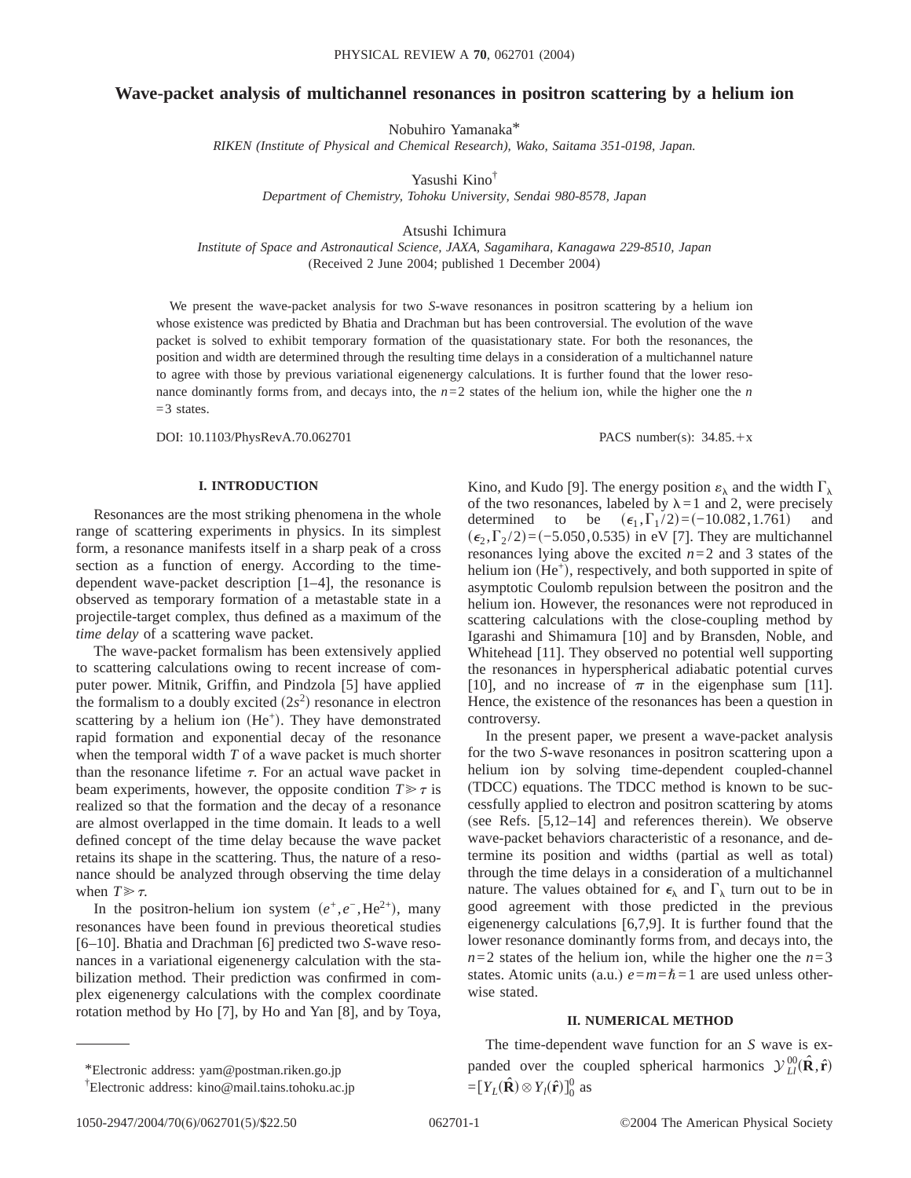# Wave-packet analysis of multichannel resonances in positron scattering by a helium ion

Nobuhiro Yamanaka*

*RIKEN (Institute of Physical and Chemical Research), Wako, Saitama 351-0198, Japan.*

Yasushi Kino†

*Department of Chemistry, Tohoku University, Sendai 980-8578, Japan*

Atsushi Ichimura

*Institute of Space and Astronautical Science, JAXA, Sagamihara, Kanagawa 229-8510, Japan*

(Received 2 June 2004; published 1 December 2004)

We present the wave-packet analysis for two *S*-wave resonances in positron scattering by a helium ion whose existence was predicted by Bhatia and Drachman but has been controversial. The evolution of the wave packet is solved to exhibit temporary formation of the quasistationary state. For both the resonances, the position and width are determined through the resulting time delays in a consideration of a multichannel nature to agree with those by previous variational eigenenergy calculations. It is further found that the lower resonance dominantly forms from, and decays into, the $n=2$ states of the helium ion, while the higher one the $n=3$ states.

DOI: 10.1103/PhysRevA.70.062701    PACS number(s): 34.85.+x

## I. INTRODUCTION

Resonances are the most striking phenomena in the whole range of scattering experiments in physics. In its simplest form, a resonance manifests itself in a sharp peak of a cross section as a function of energy. According to the time-dependent wave-packet description [1–4], the resonance is observed as temporary formation of a metastable state in a projectile-target complex, thus defined as a maximum of the *time delay* of a scattering wave packet.

The wave-packet formalism has been extensively applied to scattering calculations owing to recent increase of computer power. Mitnik, Griffin, and Pindzola [5] have applied the formalism to a doubly excited $(2s^2)$ resonance in electron scattering by a helium ion $(He^+)$. They have demonstrated rapid formation and exponential decay of the resonance when the temporal width $T$ of a wave packet is much shorter than the resonance lifetime $\tau$. For an actual wave packet in beam experiments, however, the opposite condition $T \gg \tau$ is realized so that the formation and the decay of a resonance are almost overlapped in the time domain. It leads to a well defined concept of the time delay because the wave packet retains its shape in the scattering. Thus, the nature of a resonance should be analyzed through observing the time delay when $T \gg \tau$.

In the positron-helium ion system $(e^+, e^-, He^{2+})$, many resonances have been found in previous theoretical studies [6–10]. Bhatia and Drachman [6] predicted two *S*-wave resonances in a variational eigenenergy calculation with the stabilization method. Their prediction was confirmed in complex eigenenergy calculations with the complex coordinate rotation method by Ho [7], by Ho and Yan [8], and by Toya, Kino, and Kudo [9]. The energy position $\varepsilon_\lambda$ and the width $\Gamma_\lambda$ of the two resonances, labeled by $\lambda=1$ and 2, were precisely determined to be $(\epsilon_1, \Gamma_1/2)=(-10.082, 1.761)$ and $(\epsilon_2, \Gamma_2/2)=(-5.050, 0.535)$ in eV [7]. They are multichannel resonances lying above the excited $n=2$ and 3 states of the helium ion $(He^+)$, respectively, and both supported in spite of asymptotic Coulomb repulsion between the positron and the helium ion. However, the resonances were not reproduced in scattering calculations with the close-coupling method by Igarashi and Shimamura [10] and by Bransden, Noble, and Whitehead [11]. They observed no potential well supporting the resonances in hyperspherical adiabatic potential curves [10], and no increase of $\pi$ in the eigenphase sum [11]. Hence, the existence of the resonances has been a question in controversy.

In the present paper, we present a wave-packet analysis for the two *S*-wave resonances in positron scattering upon a helium ion by solving time-dependent coupled-channel (TDCC) equations. The TDCC method is known to be successfully applied to electron and positron scattering by atoms (see Refs. [5,12–14] and references therein). We observe wave-packet behaviors characteristic of a resonance, and determine its position and widths (partial as well as total) through the time delays in a consideration of a multichannel nature. The values obtained for $\epsilon_\lambda$ and $\Gamma_\lambda$ turn out to be in good agreement with those predicted in the previous eigenenergy calculations [6,7,9]. It is further found that the lower resonance dominantly forms from, and decays into, the $n=2$ states of the helium ion, while the higher one the $n=3$ states. Atomic units (a.u.) $e=m=\hbar=1$ are used unless otherwise stated.

## II. NUMERICAL METHOD

The time-dependent wave function for an *S* wave is expanded over the coupled spherical harmonics $\mathcal{Y}^{00}_{Ll}(\hat{\mathbf{R}}, \hat{\mathbf{r}}) = [Y_L(\hat{\mathbf{R}}) \otimes Y_l(\hat{\mathbf{r}})]^0_0$ as

*Electronic address: yam@postman.riken.go.jp

†Electronic address: kino@mail.tains.tohoku.ac.jp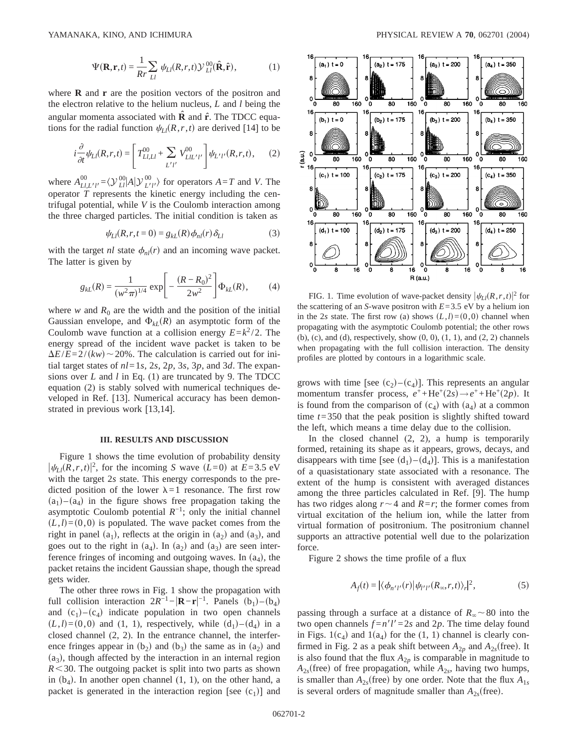$$\Psi(\mathbf{R},\mathbf{r},t) = \frac{1}{Rr}\sum_{Ll} \psi_{Ll}(R,r,t)\mathcal{Y}^{00}_{Ll}(\hat{\mathbf{R}},\hat{\mathbf{r}}), \tag{1}$$

where $\mathbf{R}$ and $\mathbf{r}$ are the position vectors of the positron and the electron relative to the helium nucleus, $L$ and $l$ being the angular momenta associated with $\hat{\mathbf{R}}$ and $\hat{\mathbf{r}}$. The TDCC equations for the radial function $\psi_{Ll}(R,r,t)$ are derived [14] to be

$$i\frac{\partial}{\partial t}\psi_{Ll}(R,r,t) = \left[T^{00}_{Ll,Ll} + \sum_{L'l'} V^{00}_{LlL'l'}\right]\psi_{L'l'}(R,r,t), \tag{2}$$

where $A^{00}_{Ll,L'l'} = \langle \mathcal{Y}^{00}_{Ll}|A|\mathcal{Y}^{00}_{L'l'}\rangle$ for operators $A=T$ and $V$. The operator $T$ represents the kinetic energy including the centrifugal potential, while $V$ is the Coulomb interaction among the three charged particles. The initial condition is taken as

$$\psi_{Ll}(R,r,t=0) = g_{kL}(R)\phi_{nl}(r)\delta_{Ll} \tag{3}$$

with the target $nl$ state $\phi_{nl}(r)$ and an incoming wave packet. The latter is given by

$$g_{kL}(R) = \frac{1}{(w^2\pi)^{1/4}}\exp\left[-\frac{(R-R_0)^2}{2w^2}\right]\Phi_{kL}(R), \tag{4}$$

where $w$ and $R_0$ are the width and the position of the initial Gaussian envelope, and $\Phi_{kL}(R)$ an asymptotic form of the Coulomb wave function at a collision energy $E=k^2/2$. The energy spread of the incident wave packet is taken to be $\Delta E/E = 2/(kw) \sim 20\%$. The calculation is carried out for initial target states of $nl=1s$, $2s$, $2p$, $3s$, $3p$, and $3d$. The expansions over $L$ and $l$ in Eq. (1) are truncated by 9. The TDCC equation (2) is stably solved with numerical techniques developed in Ref. [13]. Numerical accuracy has been demonstrated in previous work [13,14].

### III. RESULTS AND DISCUSSION

Figure 1 shows the time evolution of probability density $|\psi_{Ll}(R,r,t)|^2$, for the incoming $S$ wave ($L=0$) at $E=3.5$ eV with the target $2s$ state. This energy corresponds to the predicted position of the lower $\lambda=1$ resonance. The first row $(a_1)$–$(a_4)$ in the figure shows free propagation taking the asymptotic Coulomb potential $R^{-1}$; only the initial channel $(L,l)=(0,0)$ is populated. The wave packet comes from the right in panel $(a_1)$, reflects at the origin in $(a_2)$ and $(a_3)$, and goes out to the right in $(a_4)$. In $(a_2)$ and $(a_3)$ are seen interference fringes of incoming and outgoing waves. In $(a_4)$, the packet retains the incident Gaussian shape, though the spread gets wider.

The other three rows in Fig. 1 show the propagation with full collision interaction $2R^{-1} - |\mathbf{R}-\mathbf{r}|^{-1}$. Panels $(b_1)$–$(b_4)$ and $(c_1)$–$(c_4)$ indicate population in two open channels $(L,l)=(0,0)$ and (1, 1), respectively, while $(d_1)$–$(d_4)$ in a closed channel (2, 2). In the entrance channel, the interference fringes appear in $(b_2)$ and $(b_3)$ the same as in $(a_2)$ and $(a_3)$, though affected by the interaction in an internal region $R<30$. The outgoing packet is split into two parts as shown in $(b_4)$. In another open channel (1, 1), on the other hand, a packet is generated in the interaction region [see $(c_1)$] and grows with time [see $(c_2)$–$(c_4)$]. This represents an angular momentum transfer process, $e^+ + \mathrm{He}^+(2s) \to e^+ + \mathrm{He}^+(2p)$. It is found from the comparison of $(c_4)$ with $(a_4)$ at a common time $t=350$ that the peak position is slightly shifted toward the left, which means a time delay due to the collision.

In the closed channel (2, 2), a hump is temporarily formed, retaining its shape as it appears, grows, decays, and disappears with time [see $(d_1)$–$(d_4)$]. This is a manifestation of a quasistationary state associated with a resonance. The extent of the hump is consistent with averaged distances among the three particles calculated in Ref. [9]. The hump has two ridges along $r\sim 4$ and $R=r$; the former comes from virtual excitation of the helium ion, while the latter from virtual formation of positronium. The positronium channel supports an attractive potential well due to the polarization force.

FIG. 1. Time evolution of wave-packet density $|\psi_{Ll}(R,r,t)|^2$ for the scattering of an $S$-wave positron with $E=3.5$ eV by a helium ion in the $2s$ state. The first row (a) shows $(L,l)=(0,0)$ channel when propagating with the asymptotic Coulomb potential; the other rows (b), (c), and (d), respectively, show (0, 0), (1, 1), and (2, 2) channels when propagating with the full collision interaction. The density profiles are plotted by contours in a logarithmic scale.

Figure 2 shows the time profile of a flux

$$A_f(t) = |\langle \phi_{n'l'}(r)|\psi_{l'l'}(R_\infty,r,t)\rangle_r|^2, \tag{5}$$

passing through a surface at a distance of $R_\infty \sim 80$ into the two open channels $f=n'l'=2s$ and $2p$. The time delay found in Figs. $1(c_4)$ and $1(a_4)$ for the (1, 1) channel is clearly confirmed in Fig. 2 as a peak shift between $A_{2p}$ and $A_{2s}$(free). It is also found that the flux $A_{2p}$ is comparable in magnitude to $A_{2s}$(free) of free propagation, while $A_{2s}$, having two humps, is smaller than $A_{2s}$(free) by one order. Note that the flux $A_{1s}$ is several orders of magnitude smaller than $A_{2s}$(free).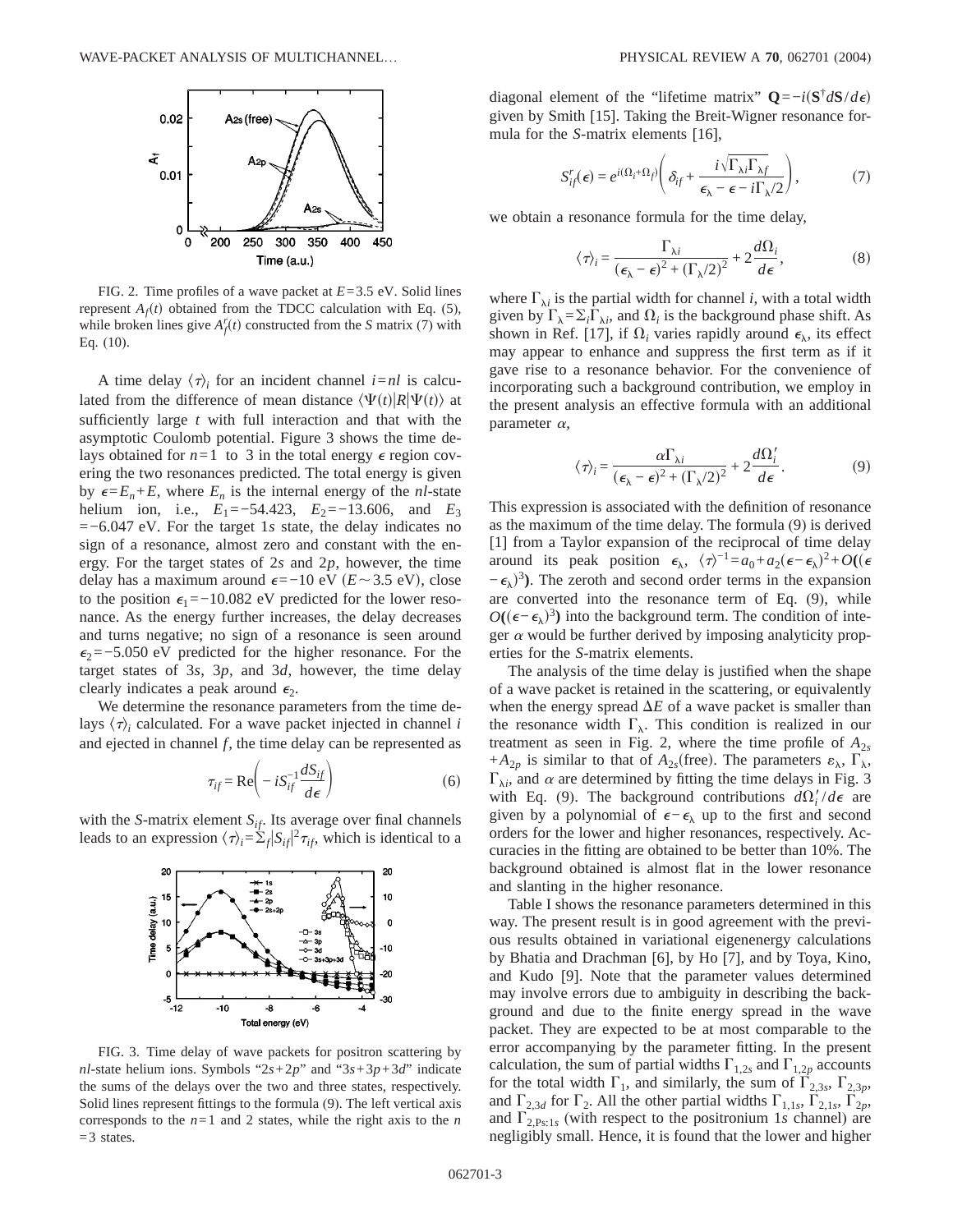FIG. 2. Time profiles of a wave packet at $E=3.5$ eV. Solid lines represent $A_f(t)$ obtained from the TDCC calculation with Eq. (5), while broken lines give $A_f^r(t)$ constructed from the $S$ matrix (7) with Eq. (10).

A time delay $\langle\tau\rangle_i$ for an incident channel $i=nl$ is calculated from the difference of mean distance $\langle\Psi(t)|R|\Psi(t)\rangle$ at sufficiently large $t$ with full interaction and that with the asymptotic Coulomb potential. Figure 3 shows the time delays obtained for $n=1$ to 3 in the total energy $\epsilon$ region covering the two resonances predicted. The total energy is given by $\epsilon=E_n+E$, where $E_n$ is the internal energy of the $nl$-state helium ion, i.e., $E_1=-54.423$, $E_2=-13.606$, and $E_3=-6.047$ eV. For the target 1$s$ state, the delay indicates no sign of a resonance, almost zero and constant with the energy. For the target states of 2$s$ and 2$p$, however, the time delay has a maximum around $\epsilon=-10$ eV ($E\sim 3.5$ eV), close to the position $\epsilon_1=-10.082$ eV predicted for the lower resonance. As the energy further increases, the delay decreases and turns negative; no sign of a resonance is seen around $\epsilon_2=-5.050$ eV predicted for the higher resonance. For the target states of 3$s$, 3$p$, and 3$d$, however, the time delay clearly indicates a peak around $\epsilon_2$.

We determine the resonance parameters from the time delays $\langle\tau\rangle_i$ calculated. For a wave packet injected in channel $i$ and ejected in channel $f$, the time delay can be represented as

$$\tau_{if}=\mathrm{Re}\left(-iS_{if}^{-1}\frac{dS_{if}}{d\epsilon}\right) \tag{6}$$

with the $S$-matrix element $S_{if}$. Its average over final channels leads to an expression $\langle\tau\rangle_i=\sum_f|S_{if}|^2\tau_{if}$, which is identical to a

FIG. 3. Time delay of wave packets for positron scattering by $nl$-state helium ions. Symbols "$2s+2p$" and "$3s+3p+3d$" indicate the sums of the delays over the two and three states, respectively. Solid lines represent fittings to the formula (9). The left vertical axis corresponds to the $n=1$ and 2 states, while the right axis to the $n=3$ states.

diagonal element of the "lifetime matrix" $\mathbf{Q}=-i(\mathbf{S}^{\dagger}d\mathbf{S}/d\epsilon)$ given by Smith [15]. Taking the Breit-Wigner resonance formula for the $S$-matrix elements [16],

$$S_{if}^r(\epsilon)=e^{i(\Omega_i+\Omega_f)}\left(\delta_{if}+\frac{i\sqrt{\Gamma_{\lambda i}\Gamma_{\lambda f}}}{\epsilon_\lambda-\epsilon-i\Gamma_\lambda/2}\right), \tag{7}$$

we obtain a resonance formula for the time delay,

$$\langle\tau\rangle_i=\frac{\Gamma_{\lambda i}}{(\epsilon_\lambda-\epsilon)^2+(\Gamma_\lambda/2)^2}+2\frac{d\Omega_i}{d\epsilon}, \tag{8}$$

where $\Gamma_{\lambda i}$ is the partial width for channel $i$, with a total width given by $\Gamma_\lambda=\Sigma_i\Gamma_{\lambda i}$, and $\Omega_i$ is the background phase shift. As shown in Ref. [17], if $\Omega_i$ varies rapidly around $\epsilon_\lambda$, its effect may appear to enhance and suppress the first term as if it gave rise to a resonance behavior. For the convenience of incorporating such a background contribution, we employ in the present analysis an effective formula with an additional parameter $\alpha$,

$$\langle\tau\rangle_i=\frac{\alpha\Gamma_{\lambda i}}{(\epsilon_\lambda-\epsilon)^2+(\Gamma_\lambda/2)^2}+2\frac{d\Omega_i'}{d\epsilon}. \tag{9}$$

This expression is associated with the definition of resonance as the maximum of the time delay. The formula (9) is derived [1] from a Taylor expansion of the reciprocal of time delay around its peak position $\epsilon_\lambda$, $\langle\tau\rangle^{-1}=a_0+a_2(\epsilon-\epsilon_\lambda)^2+O((\epsilon-\epsilon_\lambda)^3)$. The zeroth and second order terms in the expansion are converted into the resonance term of Eq. (9), while $O((\epsilon-\epsilon_\lambda)^3)$ into the background term. The condition of integer $\alpha$ would be further derived by imposing analyticity properties for the $S$-matrix elements.

The analysis of the time delay is justified when the shape of a wave packet is retained in the scattering, or equivalently when the energy spread $\Delta E$ of a wave packet is smaller than the resonance width $\Gamma_\lambda$. This condition is realized in our treatment as seen in Fig. 2, where the time profile of $A_{2s}+A_{2p}$ is similar to that of $A_{2s}$(free). The parameters $\varepsilon_\lambda$, $\Gamma_\lambda$, $\Gamma_{\lambda i}$, and $\alpha$ are determined by fitting the time delays in Fig. 3 with Eq. (9). The background contributions $d\Omega_i'/d\epsilon$ are given by a polynomial of $\epsilon-\epsilon_\lambda$ up to the first and second orders for the lower and higher resonances, respectively. Accuracies in the fitting are obtained to be better than 10%. The background obtained is almost flat in the lower resonance and slanting in the higher resonance.

Table I shows the resonance parameters determined in this way. The present result is in good agreement with the previous results obtained in variational eigenenergy calculations by Bhatia and Drachman [6], by Ho [7], and by Toya, Kino, and Kudo [9]. Note that the parameter values determined may involve errors due to ambiguity in describing the background and due to the finite energy spread in the wave packet. They are expected to be at most comparable to the error accompanying by the parameter fitting. In the present calculation, the sum of partial widths $\Gamma_{1,2s}$ and $\Gamma_{1,2p}$ accounts for the total width $\Gamma_1$, and similarly, the sum of $\Gamma_{2,3s}$, $\Gamma_{2,3p}$, and $\Gamma_{2,3d}$ for $\Gamma_2$. All the other partial widths $\Gamma_{1,1s}$, $\Gamma_{2,1s}$, $\Gamma_{2p}$, and $\Gamma_{2,\mathrm{Ps}:1s}$ (with respect to the positronium 1$s$ channel) are negligibly small. Hence, it is found that the lower and higher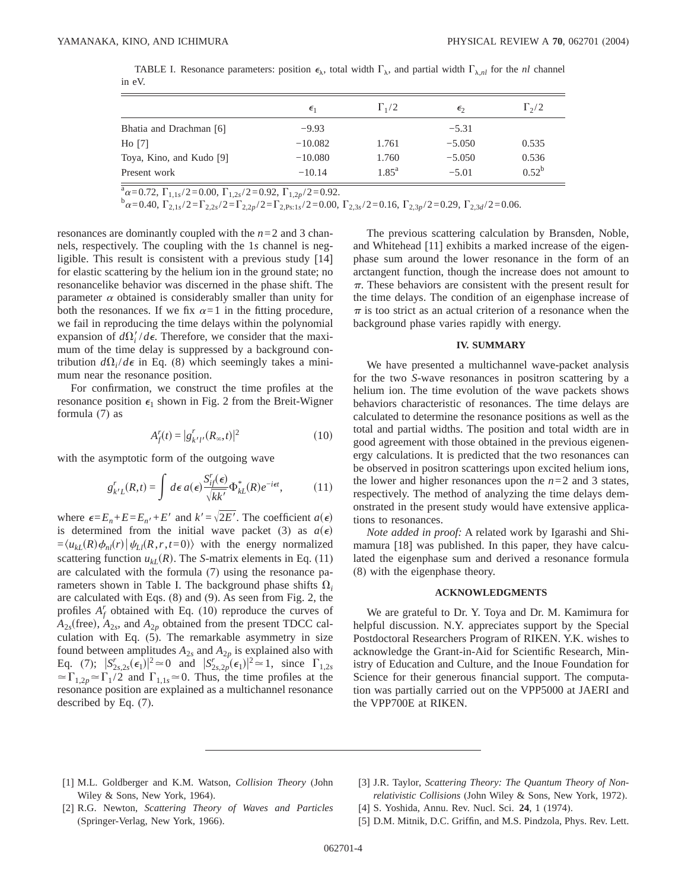TABLE I. Resonance parameters: position $\epsilon_\lambda$, total width $\Gamma_\lambda$, and partial width $\Gamma_{\lambda,nl}$ for the $nl$ channel in eV.

| | $\epsilon_1$ | $\Gamma_1/2$ | $\epsilon_2$ | $\Gamma_2/2$ |
|---|---|---|---|---|
| Bhatia and Drachman [6] | −9.93 | | −5.31 | |
| Ho [7] | −10.082 | 1.761 | −5.050 | 0.535 |
| Toya, Kino, and Kudo [9] | −10.080 | 1.760 | −5.050 | 0.536 |
| Present work | −10.14 | 1.85[a] | −5.01 | 0.52[b] |

[a] $\alpha=0.72$, $\Gamma_{1,1s}/2=0.00$, $\Gamma_{1,2s}/2=0.92$, $\Gamma_{1,2p}/2=0.92$.

[b] $\alpha=0.40$, $\Gamma_{2,1s}/2=\Gamma_{2,2s}/2=\Gamma_{2,2p}/2=\Gamma_{2,\mathrm{Ps}:1s}/2=0.00$, $\Gamma_{2,3s}/2=0.16$, $\Gamma_{2,3p}/2=0.29$, $\Gamma_{2,3d}/2=0.06$.

resonances are dominantly coupled with the $n=2$ and 3 channels, respectively. The coupling with the 1s channel is negligible. This result is consistent with a previous study [14] for elastic scattering by the helium ion in the ground state; no resonancelike behavior was discerned in the phase shift. The parameter $\alpha$ obtained is considerably smaller than unity for both the resonances. If we fix $\alpha=1$ in the fitting procedure, we fail in reproducing the time delays within the polynomial expansion of $d\Omega_i'/d\epsilon$. Therefore, we consider that the maximum of the time delay is suppressed by a background contribution $d\Omega_i/d\epsilon$ in Eq. (8) which seemingly takes a minimum near the resonance position.

For confirmation, we construct the time profiles at the resonance position $\epsilon_1$ shown in Fig. 2 from the Breit-Wigner formula (7) as

$$A_f^r(t) = |g_{k'l'}^r(R_\infty,t)|^2 \tag{10}$$

with the asymptotic form of the outgoing wave

$$g_{k'L}^r(R,t) = \int d\epsilon\, a(\epsilon)\frac{S_{if}^r(\epsilon)}{\sqrt{kk'}}\Phi_{kL}^*(R)e^{-i\epsilon t}, \tag{11}$$

where $\epsilon=E_n+E=E_{n'}+E'$ and $k'=\sqrt{2E'}$. The coefficient $a(\epsilon)$ is determined from the initial wave packet (3) as $a(\epsilon)=\langle u_{kL}(R)\phi_{nl}(r)|\psi_{Ll}(R,r,t=0)\rangle$ with the energy normalized scattering function $u_{kL}(R)$. The $S$-matrix elements in Eq. (11) are calculated with the formula (7) using the resonance parameters shown in Table I. The background phase shifts $\Omega_i$ are calculated with Eqs. (8) and (9). As seen from Fig. 2, the profiles $A_f^r$ obtained with Eq. (10) reproduce the curves of $A_{2s}$(free), $A_{2s}$, and $A_{2p}$ obtained from the present TDCC calculation with Eq. (5). The remarkable asymmetry in size found between amplitudes $A_{2s}$ and $A_{2p}$ is explained also with Eq. (7); $|S_{2s,2s}^r(\epsilon_1)|^2\simeq 0$ and $|S_{2s,2p}^r(\epsilon_1)|^2\simeq 1$, since $\Gamma_{1,2s}\simeq\Gamma_{1,2p}\simeq\Gamma_1/2$ and $\Gamma_{1,1s}\simeq 0$. Thus, the time profiles at the resonance position are explained as a multichannel resonance described by Eq. (7).

The previous scattering calculation by Bransden, Noble, and Whitehead [11] exhibits a marked increase of the eigenphase sum around the lower resonance in the form of an arctangent function, though the increase does not amount to $\pi$. These behaviors are consistent with the present result for the time delays. The condition of an eigenphase increase of $\pi$ is too strict as an actual criterion of a resonance when the background phase varies rapidly with energy.

## IV. SUMMARY

We have presented a multichannel wave-packet analysis for the two $S$-wave resonances in positron scattering by a helium ion. The time evolution of the wave packets shows behaviors characteristic of resonances. The time delays are calculated to determine the resonance positions as well as the total and partial widths. The position and total width are in good agreement with those obtained in the previous eigenenergy calculations. It is predicted that the two resonances can be observed in positron scatterings upon excited helium ions, the lower and higher resonances upon the $n=2$ and 3 states, respectively. The method of analyzing the time delays demonstrated in the present study would have extensive applications to resonances.

*Note added in proof:* A related work by Igarashi and Shimamura [18] was published. In this paper, they have calculated the eigenphase sum and derived a resonance formula (8) with the eigenphase theory.

## ACKNOWLEDGMENTS

We are grateful to Dr. Y. Toya and Dr. M. Kamimura for helpful discussion. N.Y. appreciates support by the Special Postdoctoral Researchers Program of RIKEN. Y.K. wishes to acknowledge the Grant-in-Aid for Scientific Research, Ministry of Education and Culture, and the Inoue Foundation for Science for their generous financial support. The computation was partially carried out on the VPP5000 at JAERI and the VPP700E at RIKEN.

---

[1] M.L. Goldberger and K.M. Watson, *Collision Theory* (John Wiley & Sons, New York, 1964).

[2] R.G. Newton, *Scattering Theory of Waves and Particles* (Springer-Verlag, New York, 1966).

[3] J.R. Taylor, *Scattering Theory: The Quantum Theory of Nonrelativistic Collisions* (John Wiley & Sons, New York, 1972).

[4] S. Yoshida, Annu. Rev. Nucl. Sci. **24**, 1 (1974).

[5] D.M. Mitnik, D.C. Griffin, and M.S. Pindzola, Phys. Rev. Lett.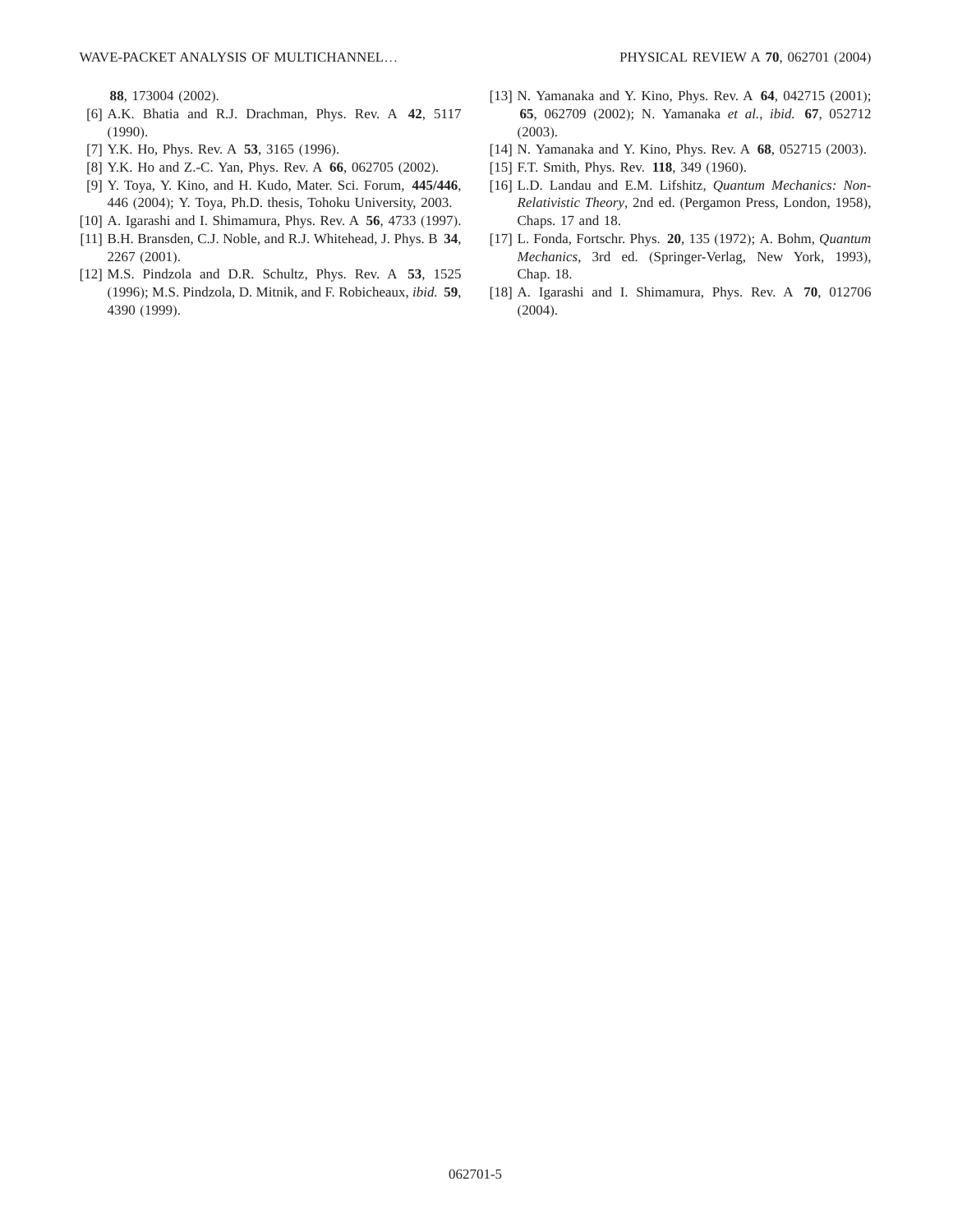**88**, 173004 (2002).

[6] A.K. Bhatia and R.J. Drachman, Phys. Rev. A **42**, 5117 (1990).

[7] Y.K. Ho, Phys. Rev. A **53**, 3165 (1996).

[8] Y.K. Ho and Z.-C. Yan, Phys. Rev. A **66**, 062705 (2002).

[9] Y. Toya, Y. Kino, and H. Kudo, Mater. Sci. Forum, **445/446**, 446 (2004); Y. Toya, Ph.D. thesis, Tohoku University, 2003.

[10] A. Igarashi and I. Shimamura, Phys. Rev. A **56**, 4733 (1997).

[11] B.H. Bransden, C.J. Noble, and R.J. Whitehead, J. Phys. B **34**, 2267 (2001).

[12] M.S. Pindzola and D.R. Schultz, Phys. Rev. A **53**, 1525 (1996); M.S. Pindzola, D. Mitnik, and F. Robicheaux, *ibid.* **59**, 4390 (1999).

[13] N. Yamanaka and Y. Kino, Phys. Rev. A **64**, 042715 (2001); **65**, 062709 (2002); N. Yamanaka *et al.*, *ibid.* **67**, 052712 (2003).

[14] N. Yamanaka and Y. Kino, Phys. Rev. A **68**, 052715 (2003).

[15] F.T. Smith, Phys. Rev. **118**, 349 (1960).

[16] L.D. Landau and E.M. Lifshitz, *Quantum Mechanics: Non-Relativistic Theory*, 2nd ed. (Pergamon Press, London, 1958), Chaps. 17 and 18.

[17] L. Fonda, Fortschr. Phys. **20**, 135 (1972); A. Bohm, *Quantum Mechanics*, 3rd ed. (Springer-Verlag, New York, 1993), Chap. 18.

[18] A. Igarashi and I. Shimamura, Phys. Rev. A **70**, 012706 (2004).